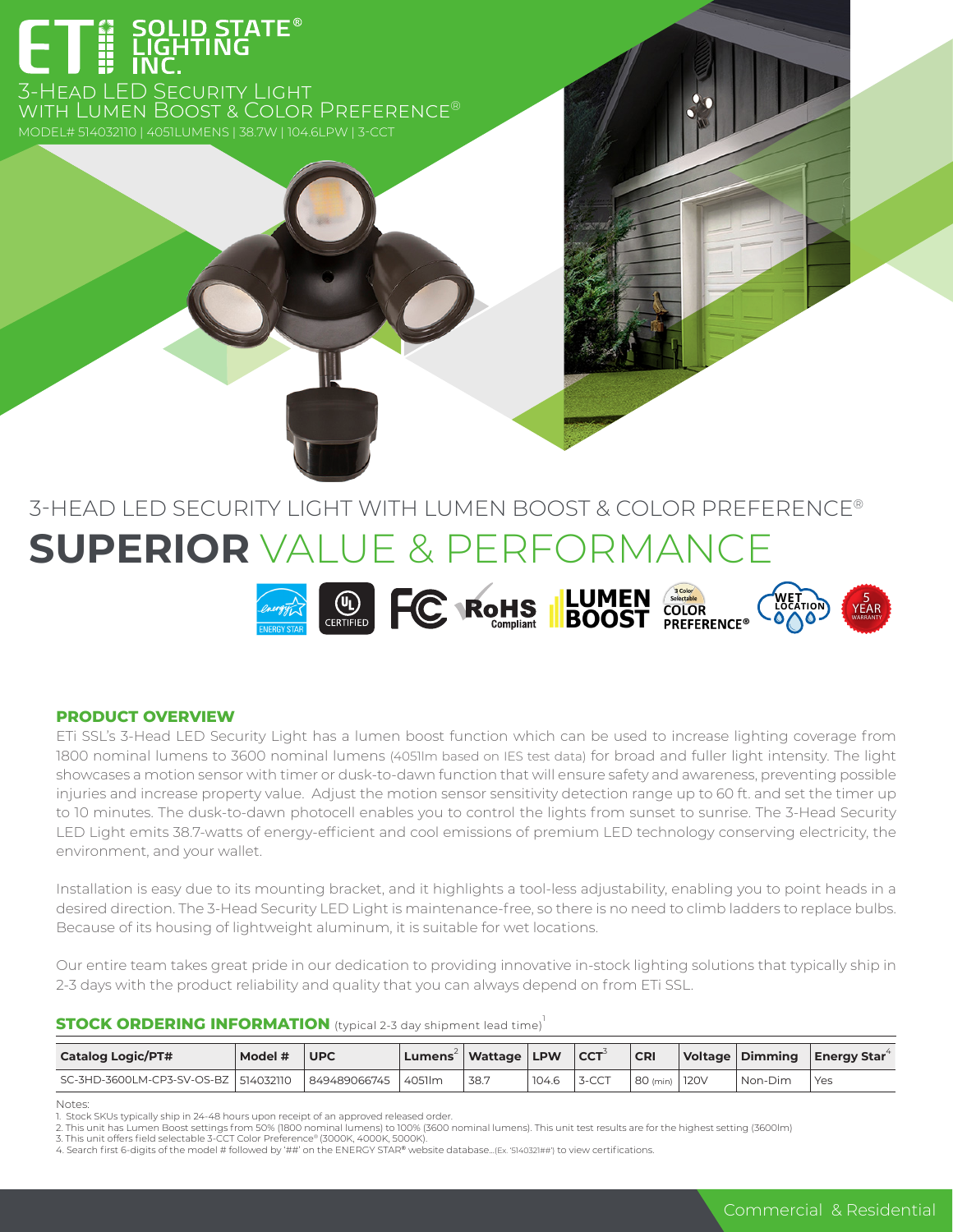ETi SOLID STATE® LIGHTING INC.

# 3-Head LED Security Light with Lumen Boost & Color Preference®

MODEL# 514032110 | 4051LUMENS | 38.7W | 104.6LPW | 3-CCT

3-HEAD LED SECURITY LIGHT WITH LUMEN BOOST & COLOR PREFERENCE®

## SUPERIOR VALUE & PERFORMANCE

ENERGY STAR | UL CERTIFIED | FC | RoHS Compliant | LUMEN BOOST | 3 Color Selectable COLOR PREFERENCE® | WET LOCATION | 5 YEAR WARRANTY

### PRODUCT OVERVIEW

ETi SSL's 3-Head LED Security Light has a lumen boost function which can be used to increase lighting coverage from 1800 nominal lumens to 3600 nominal lumens (4051lm based on IES test data) for broad and fuller light intensity. The light showcases a motion sensor with timer or dusk-to-dawn function that will ensure safety and awareness, preventing possible injuries and increase property value. Adjust the motion sensor sensitivity detection range up to 60 ft. and set the timer up to 10 minutes. The dusk-to-dawn photocell enables you to control the lights from sunset to sunrise. The 3-Head Security LED Light emits 38.7-watts of energy-efficient and cool emissions of premium LED technology conserving electricity, the environment, and your wallet.

Installation is easy due to its mounting bracket, and it highlights a tool-less adjustability, enabling you to point heads in a desired direction. The 3-Head Security LED Light is maintenance-free, so there is no need to climb ladders to replace bulbs. Because of its housing of lightweight aluminum, it is suitable for wet locations.

Our entire team takes great pride in our dedication to providing innovative in-stock lighting solutions that typically ship in 2-3 days with the product reliability and quality that you can always depend on from ETi SSL.

### STOCK ORDERING INFORMATION (typical 2-3 day shipment lead time)[1]

| Catalog Logic/PT# | Model # | UPC | Lumens[2] | Wattage | LPW | CCT[3] | CRI | Voltage | Dimming | Energy Star[4] |
|---|---|---|---|---|---|---|---|---|---|---|
| SC-3HD-3600LM-CP3-SV-OS-BZ | 514032110 | 849489066745 | 4051lm | 38.7 | 104.6 | 3-CCT | 80 (min) | 120V | Non-Dim | Yes |

Notes:
1. Stock SKUs typically ship in 24-48 hours upon receipt of an approved released order.
2. This unit has Lumen Boost settings from 50% (1800 nominal lumens) to 100% (3600 nominal lumens). This unit test results are for the highest setting (3600lm)
3. This unit offers field selectable 3-CCT Color Preference® (3000K, 4000K, 5000K).
4. Search first 6-digits of the model # followed by '##' on the ENERGY STAR® website database...(Ex. '514032##') to view certifications.

Commercial & Residential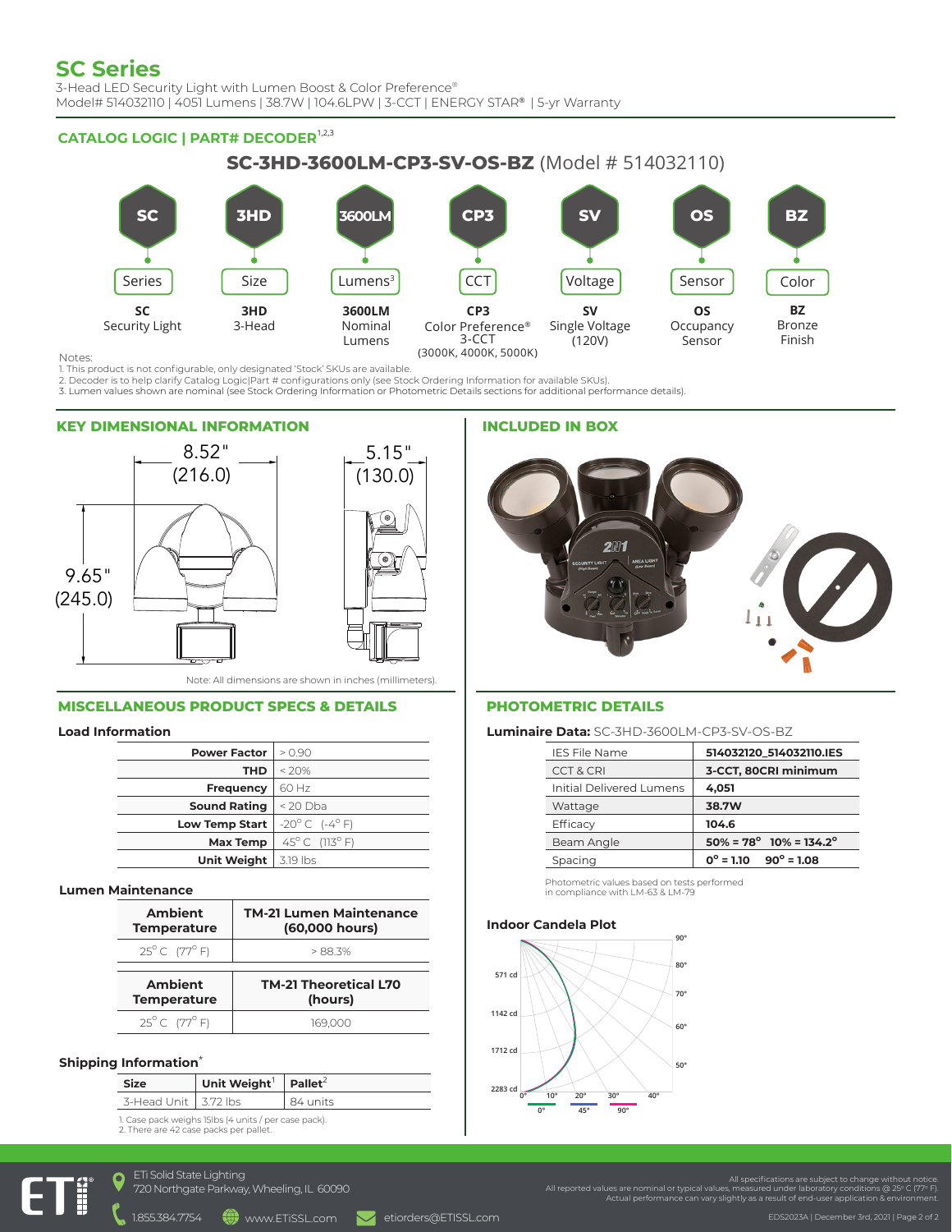# SC Series

3-Head LED Security Light with Lumen Boost & Color Preference®
Model# 514032110 | 4051 Lumens | 38.7W | 104.6LPW | 3-CCT | ENERGY STAR® | 5-yr Warranty

## CATALOG LOGIC | PART# DECODER[1,2,3]

**SC-3HD-3600LM-CP3-SV-OS-BZ** (Model # 514032110)

| SC | 3HD | 3600LM | CP3 | SV | OS | BZ |
|---|---|---|---|---|---|---|
| Series | Size | Lumens[3] | CCT | Voltage | Sensor | Color |
| **SC** Security Light | **3HD** 3-Head | **3600LM** Nominal Lumens | **CP3** Color Preference® 3-CCT (3000K, 4000K, 5000K) | **SV** Single Voltage (120V) | **OS** Occupancy Sensor | **BZ** Bronze Finish |

Notes:
1. This product is not configurable, only designated 'Stock' SKUs are available.
2. Decoder is to help clarify Catalog Logic|Part # configurations only (see Stock Ordering Information for available SKUs).
3. Lumen values shown are nominal (see Stock Ordering Information or Photometric Details sections for additional performance details).

## KEY DIMENSIONAL INFORMATION

8.52" (216.0)
5.15" (130.0)
9.65" (245.0)

Note: All dimensions are shown in inches (millimeters).

## INCLUDED IN BOX

## MISCELLANEOUS PRODUCT SPECS & DETAILS

### Load Information

| | |
|---|---|
| **Power Factor** | > 0.90 |
| **THD** | < 20% |
| **Frequency** | 60 Hz |
| **Sound Rating** | < 20 Dba |
| **Low Temp Start** | -20° C (-4° F) |
| **Max Temp** | 45° C (113° F) |
| **Unit Weight** | 3.19 lbs |

### Lumen Maintenance

| Ambient Temperature | TM-21 Lumen Maintenance (60,000 hours) |
|---|---|
| 25° C (77° F) | > 88.3% |

| Ambient Temperature | TM-21 Theoretical L70 (hours) |
|---|---|
| 25° C (77° F) | 169,000 |

### Shipping Information*

| Size | Unit Weight[1] | Pallet[2] |
|---|---|---|
| 3-Head Unit | 3.72 lbs | 84 units |

1. Case pack weighs 15lbs (4 units / per case pack).
2. There are 42 case packs per pallet.

## PHOTOMETRIC DETAILS

**Luminaire Data:** SC-3HD-3600LM-CP3-SV-OS-BZ

| | |
|---|---|
| IES File Name | **514032120_514032110.IES** |
| CCT & CRI | **3-CCT, 80CRI minimum** |
| Initial Delivered Lumens | **4,051** |
| Wattage | **38.7W** |
| Efficacy | **104.6** |
| Beam Angle | **50% = 78° 10% = 134.2°** |
| Spacing | **0° = 1.10 90° = 1.08** |

Photometric values based on tests performed in compliance with LM-63 & LM-79

### Indoor Candela Plot

90°
80°
70°
60°
50°
571 cd
1142 cd
1712 cd
2283 cd
0° 10° 20° 30° 40°
0° 45° 90°

ETi Solid State Lighting
720 Northgate Parkway, Wheeling, IL 60090
1.855.384.7754 www.ETiSSL.com etiorders@ETISSL.com

All specifications are subject to change without notice.
All reported values are nominal or typical values, measured under laboratory conditions @ 25° C (77° F).
Actual performance can vary slightly as a result of end-user application & environment.

EDS2023A | December 3rd, 2021